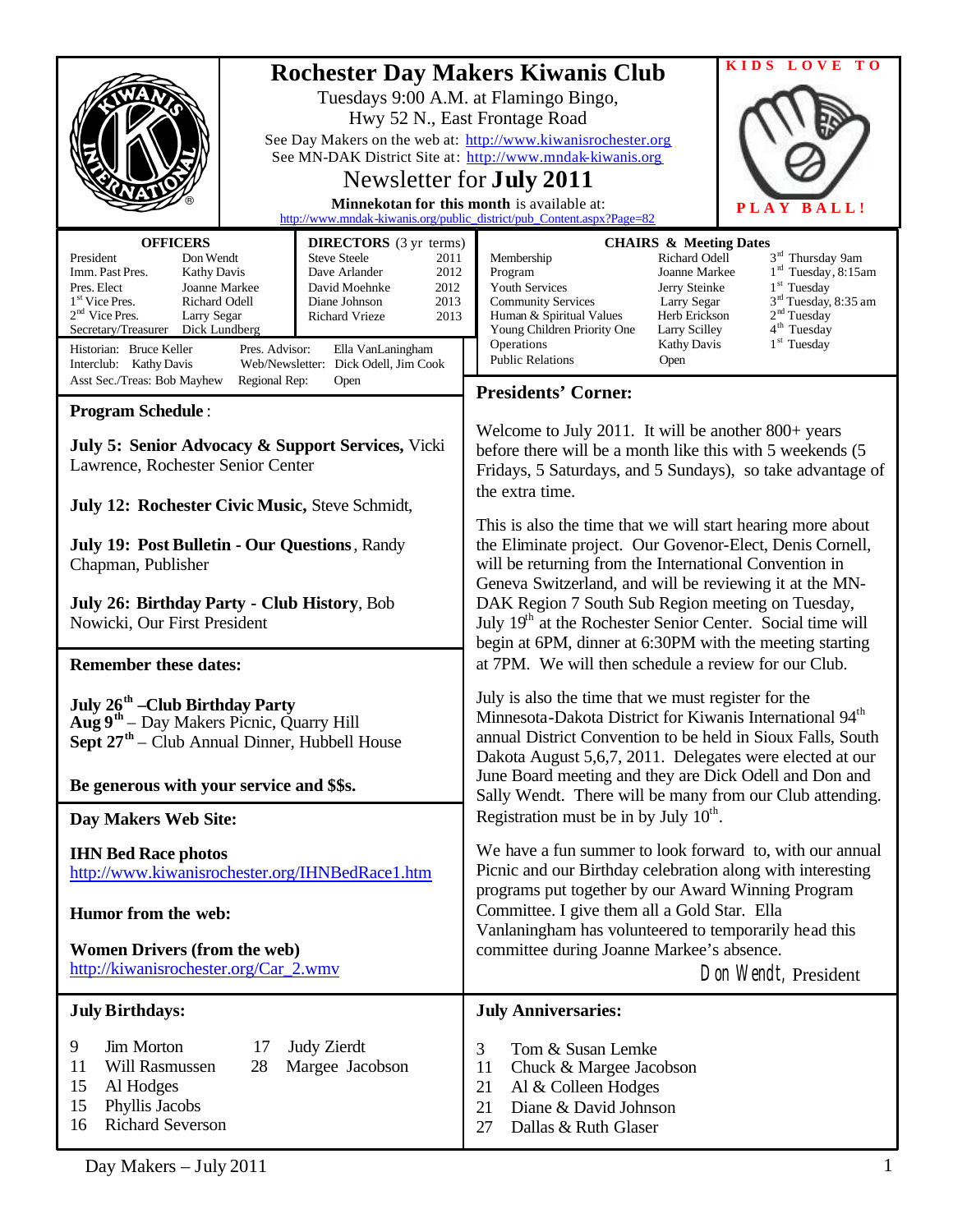# Rochester Day Makers Kiwanis Club

Tuesdays 9:00 A.M. at Flamingo Bingo,
Hwy 52 N., East Frontage Road

See Day Makers on the web at: http://www.kiwanisrochester.org
See MN-DAK District Site at: http://www.mndak-kiwanis.org

## Newsletter for July 2011

**Minnekotan for this month** is available at:
http://www.mndak-kiwanis.org/public_district/pub_Content.aspx?Page=82

KIDS LOVE TO PLAY BALL!

### OFFICERS

| Office | Name |
|---|---|
| President | Don Wendt |
| Imm. Past Pres. | Kathy Davis |
| Pres. Elect | Joanne Markee |
| 1st Vice Pres. | Richard Odell |
| 2nd Vice Pres. | Larry Segar |
| Secretary/Treasurer | Dick Lundberg |

### DIRECTORS (3 yr terms)

| Name | Term |
|---|---|
| Steve Steele | 2011 |
| Dave Arlander | 2012 |
| David Moehnke | 2012 |
| Diane Johnson | 2013 |
| Richard Vrieze | 2013 |

Historian: Bruce Keller — Pres. Advisor: Ella VanLaningham
Interclub: Kathy Davis — Web/Newsletter: Dick Odell, Jim Cook
Asst Sec./Treas: Bob Mayhew — Regional Rep: Open

### CHAIRS & Meeting Dates

| Committee | Chair | Meeting |
|---|---|---|
| Membership | Richard Odell | 3rd Thursday 9am |
| Program | Joanne Markee | 1st Tuesday, 8:15am |
| Youth Services | Jerry Steinke | 1st Tuesday |
| Community Services | Larry Segar | 3rd Tuesday, 8:35 am |
| Human & Spiritual Values | Herb Erickson | 2nd Tuesday |
| Young Children Priority One | Larry Scilley | 4th Tuesday |
| Operations | Kathy Davis | 1st Tuesday |
| Public Relations | Open | |

## Program Schedule:

**July 5: Senior Advocacy & Support Services,** Vicki Lawrence, Rochester Senior Center

**July 12: Rochester Civic Music,** Steve Schmidt,

**July 19: Post Bulletin - Our Questions**, Randy Chapman, Publisher

**July 26: Birthday Party - Club History**, Bob Nowicki, Our First President

## Remember these dates:

**July 26th –Club Birthday Party**
**Aug 9th** – Day Makers Picnic, Quarry Hill
**Sept 27th** – Club Annual Dinner, Hubbell House

**Be generous with your service and $$s.**

## Day Makers Web Site:

**IHN Bed Race photos**
http://www.kiwanisrochester.org/IHNBedRace1.htm

**Humor from the web:**

**Women Drivers (from the web)**
http://kiwanisrochester.org/Car_2.wmv

## Presidents' Corner:

Welcome to July 2011. It will be another 800+ years before there will be a month like this with 5 weekends (5 Fridays, 5 Saturdays, and 5 Sundays), so take advantage of the extra time.

This is also the time that we will start hearing more about the Eliminate project. Our Govenor-Elect, Denis Cornell, will be returning from the International Convention in Geneva Switzerland, and will be reviewing it at the MN-DAK Region 7 South Sub Region meeting on Tuesday, July 19th at the Rochester Senior Center. Social time will begin at 6PM, dinner at 6:30PM with the meeting starting at 7PM. We will then schedule a review for our Club.

July is also the time that we must register for the Minnesota-Dakota District for Kiwanis International 94th annual District Convention to be held in Sioux Falls, South Dakota August 5,6,7, 2011. Delegates were elected at our June Board meeting and they are Dick Odell and Don and Sally Wendt. There will be many from our Club attending. Registration must be in by July 10th.

We have a fun summer to look forward to, with our annual Picnic and our Birthday celebration along with interesting programs put together by our Award Winning Program Committee. I give them all a Gold Star. Ella Vanlaningham has volunteered to temporarily head this committee during Joanne Markee's absence.

Don Wendt, President

## July Birthdays:

| Day | Name |
|---|---|
| 9 | Jim Morton |
| 11 | Will Rasmussen |
| 15 | Al Hodges |
| 15 | Phyllis Jacobs |
| 16 | Richard Severson |
| 17 | Judy Zierdt |
| 28 | Margee Jacobson |

## July Anniversaries:

| Day | Names |
|---|---|
| 3 | Tom & Susan Lemke |
| 11 | Chuck & Margee Jacobson |
| 21 | Al & Colleen Hodges |
| 21 | Diane & David Johnson |
| 27 | Dallas & Ruth Glaser |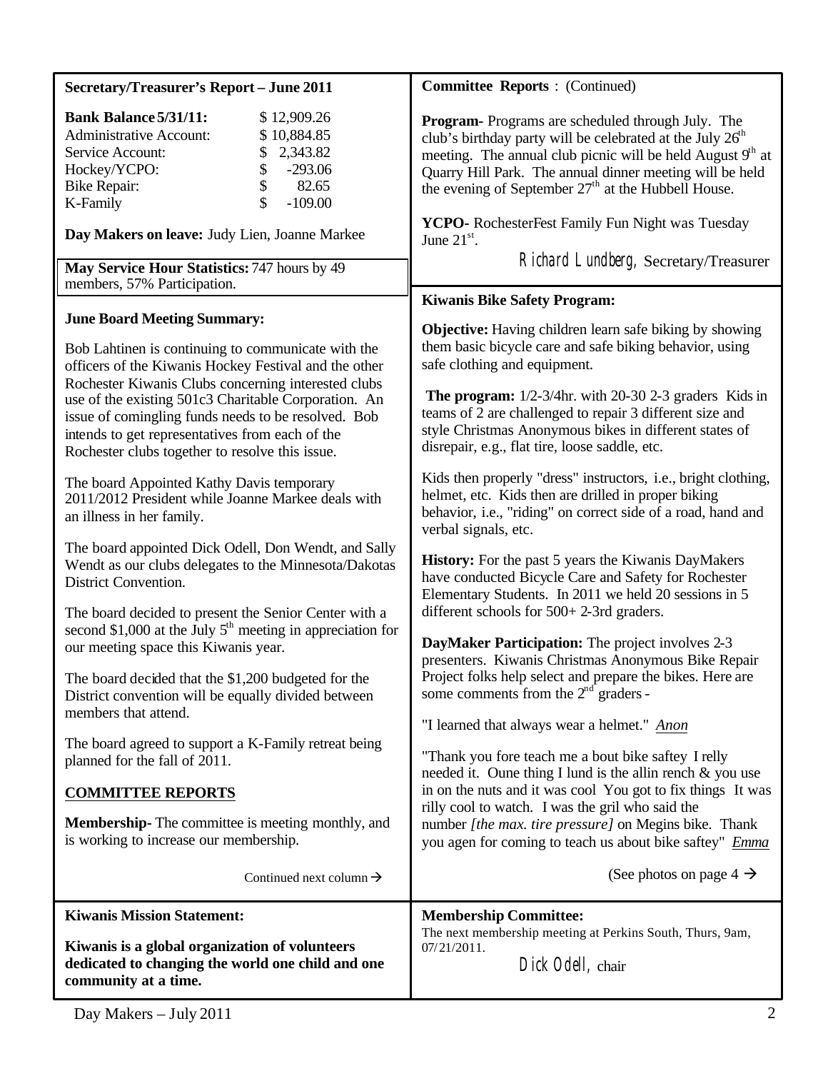## Secretary/Treasurer's Report – June 2011

| | |
|---|---|
| **Bank Balance 5/31/11:** | $ 12,909.26 |
| Administrative Account: | $ 10,884.85 |
| Service Account: | $ 2,343.82 |
| Hockey/YCPO: | $ -293.06 |
| Bike Repair: | $ 82.65 |
| K-Family | $ -109.00 |

**Day Makers on leave:** Judy Lien, Joanne Markee

**May Service Hour Statistics:** 747 hours by 49 members, 57% Participation.

### June Board Meeting Summary:

Bob Lahtinen is continuing to communicate with the officers of the Kiwanis Hockey Festival and the other Rochester Kiwanis Clubs concerning interested clubs use of the existing 501c3 Charitable Corporation. An issue of comingling funds needs to be resolved. Bob intends to get representatives from each of the Rochester clubs together to resolve this issue.

The board Appointed Kathy Davis temporary 2011/2012 President while Joanne Markee deals with an illness in her family.

The board appointed Dick Odell, Don Wendt, and Sally Wendt as our clubs delegates to the Minnesota/Dakotas District Convention.

The board decided to present the Senior Center with a second $1,000 at the July 5th meeting in appreciation for our meeting space this Kiwanis year.

The board decided that the $1,200 budgeted for the District convention will be equally divided between members that attend.

The board agreed to support a K-Family retreat being planned for the fall of 2011.

### COMMITTEE REPORTS

**Membership-** The committee is meeting monthly, and is working to increase our membership.

Continued next column →

**Committee Reports** : (Continued)

**Program-** Programs are scheduled through July. The club's birthday party will be celebrated at the July 26th meeting. The annual club picnic will be held August 9th at Quarry Hill Park. The annual dinner meeting will be held the evening of September 27th at the Hubbell House.

**YCPO-** RochesterFest Family Fun Night was Tuesday June 21st.

*Richard Lundberg*, Secretary/Treasurer

## Kiwanis Bike Safety Program:

**Objective:** Having children learn safe biking by showing them basic bicycle care and safe biking behavior, using safe clothing and equipment.

**The program:** 1/2-3/4hr. with 20-30 2-3 graders Kids in teams of 2 are challenged to repair 3 different size and style Christmas Anonymous bikes in different states of disrepair, e.g., flat tire, loose saddle, etc.

Kids then properly "dress" instructors, i.e., bright clothing, helmet, etc. Kids then are drilled in proper biking behavior, i.e., "riding" on correct side of a road, hand and verbal signals, etc.

**History:** For the past 5 years the Kiwanis DayMakers have conducted Bicycle Care and Safety for Rochester Elementary Students. In 2011 we held 20 sessions in 5 different schools for 500+ 2-3rd graders.

**DayMaker Participation:** The project involves 2-3 presenters. Kiwanis Christmas Anonymous Bike Repair Project folks help select and prepare the bikes. Here are some comments from the 2nd graders -

"I learned that always wear a helmet." *Anon*

"Thank you fore teach me a bout bike saftey I relly needed it. Oune thing I lund is the allin rench & you use in on the nuts and it was cool You got to fix things It was rilly cool to watch. I was the gril who said the number *[the max. tire pressure]* on Megins bike. Thank you agen for coming to teach us about bike saftey" *Emma*

(See photos on page 4 →

**Kiwanis Mission Statement:**

**Kiwanis is a global organization of volunteers dedicated to changing the world one child and one community at a time.**

**Membership Committee:**

The next membership meeting at Perkins South, Thurs, 9am, 07/21/2011.

*Dick Odell*, chair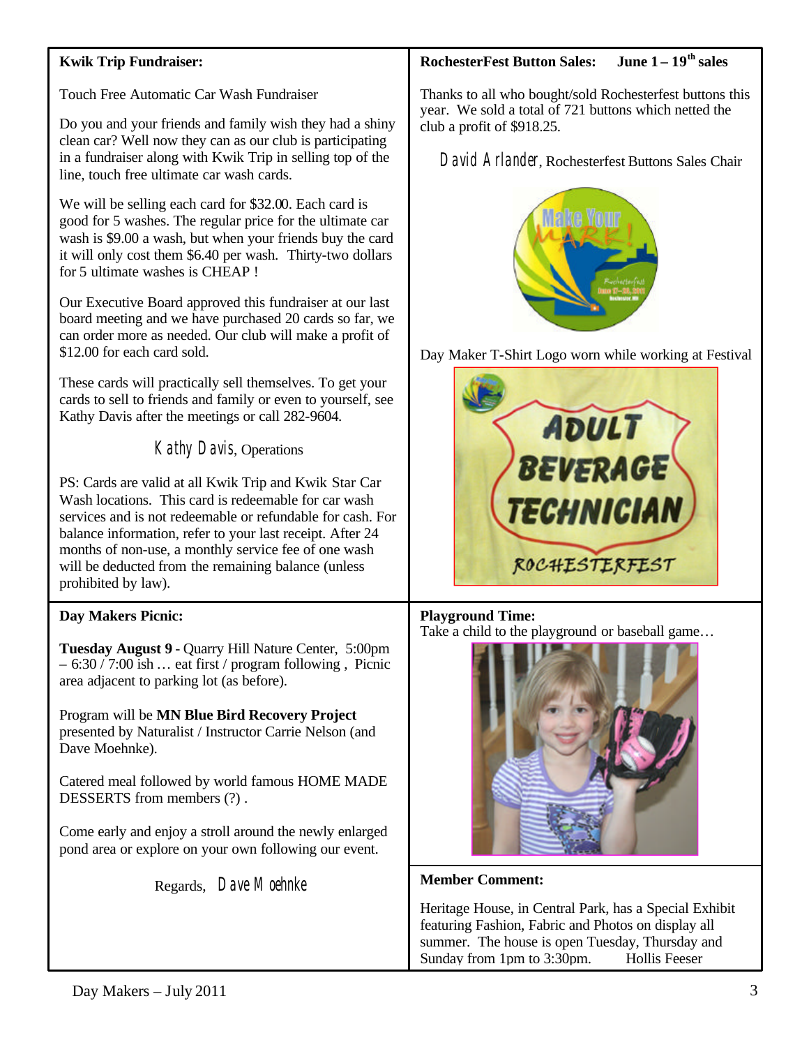**Kwik Trip Fundraiser:**

Touch Free Automatic Car Wash Fundraiser

Do you and your friends and family wish they had a shiny clean car? Well now they can as our club is participating in a fundraiser along with Kwik Trip in selling top of the line, touch free ultimate car wash cards.

We will be selling each card for $32.00. Each card is good for 5 washes. The regular price for the ultimate car wash is $9.00 a wash, but when your friends buy the card it will only cost them $6.40 per wash. Thirty-two dollars for 5 ultimate washes is CHEAP !

Our Executive Board approved this fundraiser at our last board meeting and we have purchased 20 cards so far, we can order more as needed. Our club will make a profit of $12.00 for each card sold.

These cards will practically sell themselves. To get your cards to sell to friends and family or even to yourself, see Kathy Davis after the meetings or call 282-9604.

Kathy Davis, Operations

PS: Cards are valid at all Kwik Trip and Kwik Star Car Wash locations. This card is redeemable for car wash services and is not redeemable or refundable for cash. For balance information, refer to your last receipt. After 24 months of non-use, a monthly service fee of one wash will be deducted from the remaining balance (unless prohibited by law).

**RochesterFest Button Sales: June 1 – 19th sales**

Thanks to all who bought/sold Rochesterfest buttons this year. We sold a total of 721 buttons which netted the club a profit of $918.25.

David Arlander, Rochesterfest Buttons Sales Chair

Day Maker T-Shirt Logo worn while working at Festival

**Day Makers Picnic:**

**Tuesday August 9** - Quarry Hill Nature Center, 5:00pm – 6:30 / 7:00 ish … eat first / program following , Picnic area adjacent to parking lot (as before).

Program will be **MN Blue Bird Recovery Project** presented by Naturalist / Instructor Carrie Nelson (and Dave Moehnke).

Catered meal followed by world famous HOME MADE DESSERTS from members (?) .

Come early and enjoy a stroll around the newly enlarged pond area or explore on your own following our event.

Regards, Dave Moehnke

**Playground Time:**
Take a child to the playground or baseball game…

**Member Comment:**

Heritage House, in Central Park, has a Special Exhibit featuring Fashion, Fabric and Photos on display all summer. The house is open Tuesday, Thursday and Sunday from 1pm to 3:30pm. Hollis Feeser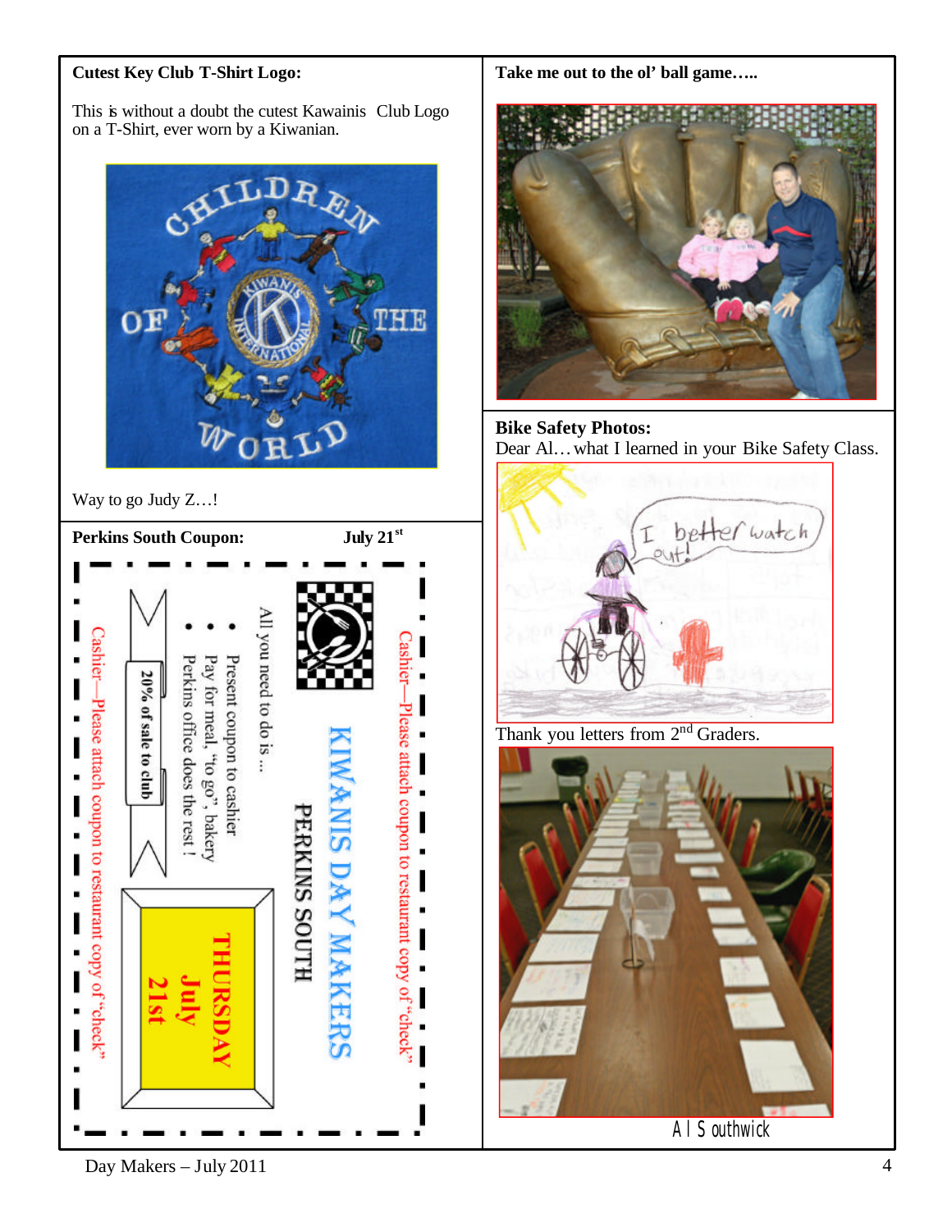**Cutest Key Club T-Shirt Logo:**

This is without a doubt the cutest Kawainis Club Logo on a T-Shirt, ever worn by a Kiwanian.

Way to go Judy Z…!

**Perkins South Coupon:** **July 21st**

Cashier—Please attach coupon to restaurant copy of "check"

**KIWANIS DAY MAKERS**

**PERKINS SOUTH**

All you need to do is ...

- Present coupon to cashier
- Pay for meal, "to go", bakery
- Perkins office does the rest !

**20% of sale to club**

**THURSDAY July 21st**

Cashier—Please attach coupon to restaurant copy of "check"

**Take me out to the ol' ball game…..**

**Bike Safety Photos:**

Dear Al…what I learned in your Bike Safety Class.

Thank you letters from 2nd Graders.

Al Southwick

Day Makers – July 2011